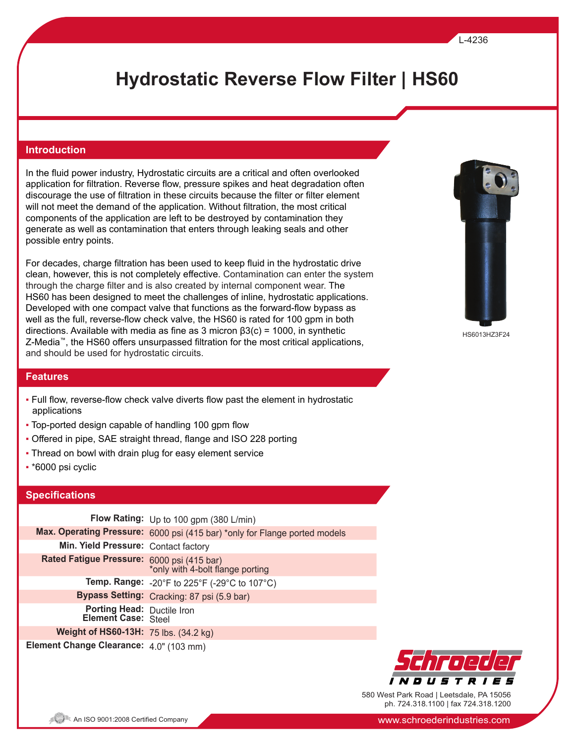L-4236

# Hydrostatic Reverse Flow Filter | HS60

## Introduction

In the fluid power industry, Hydrostatic circuits are a critical and often overlooked application for filtration. Reverse flow, pressure spikes and heat degradation often discourage the use of filtration in these circuits because the filter or filter element will not meet the demand of the application. Without filtration, the most critical components of the application are left to be destroyed by contamination they generate as well as contamination that enters through leaking seals and other possible entry points.

For decades, charge filtration has been used to keep fluid in the hydrostatic drive clean, however, this is not completely effective. Contamination can enter the system through the charge filter and is also created by internal component wear. The HS60 has been designed to meet the challenges of inline, hydrostatic applications. Developed with one compact valve that functions as the forward-flow bypass as well as the full, reverse-flow check valve, the HS60 is rated for 100 gpm in both directions. Available with media as fine as 3 micron $\beta 3(c) = 1000$, in synthetic Z-Media™, the HS60 offers unsurpassed filtration for the most critical applications, and should be used for hydrostatic circuits.

HS6013HZ3F24

## Features

- Full flow, reverse-flow check valve diverts flow past the element in hydrostatic applications
- Top-ported design capable of handling 100 gpm flow
- Offered in pipe, SAE straight thread, flange and ISO 228 porting
- Thread on bowl with drain plug for easy element service
- *6000 psi cyclic

## Specifications

| | |
|---|---|
| **Flow Rating:** | Up to 100 gpm (380 L/min) |
| **Max. Operating Pressure:** | 6000 psi (415 bar) *only for Flange ported models |
| **Min. Yield Pressure:** | Contact factory |
| **Rated Fatigue Pressure:** | 6000 psi (415 bar) *only with 4-bolt flange porting |
| **Temp. Range:** | -20°F to 225°F (-29°C to 107°C) |
| **Bypass Setting:** | Cracking: 87 psi (5.9 bar) |
| **Porting Head:** | Ductile Iron |
| **Element Case:** | Steel |
| **Weight of HS60-13H:** | 75 lbs. (34.2 kg) |
| **Element Change Clearance:** | 4.0" (103 mm) |

Schroeder Industries
580 West Park Road | Leetsdale, PA 15056
ph. 724.318.1100 | fax 724.318.1200

An ISO 9001:2008 Certified Company

www.schroederindustries.com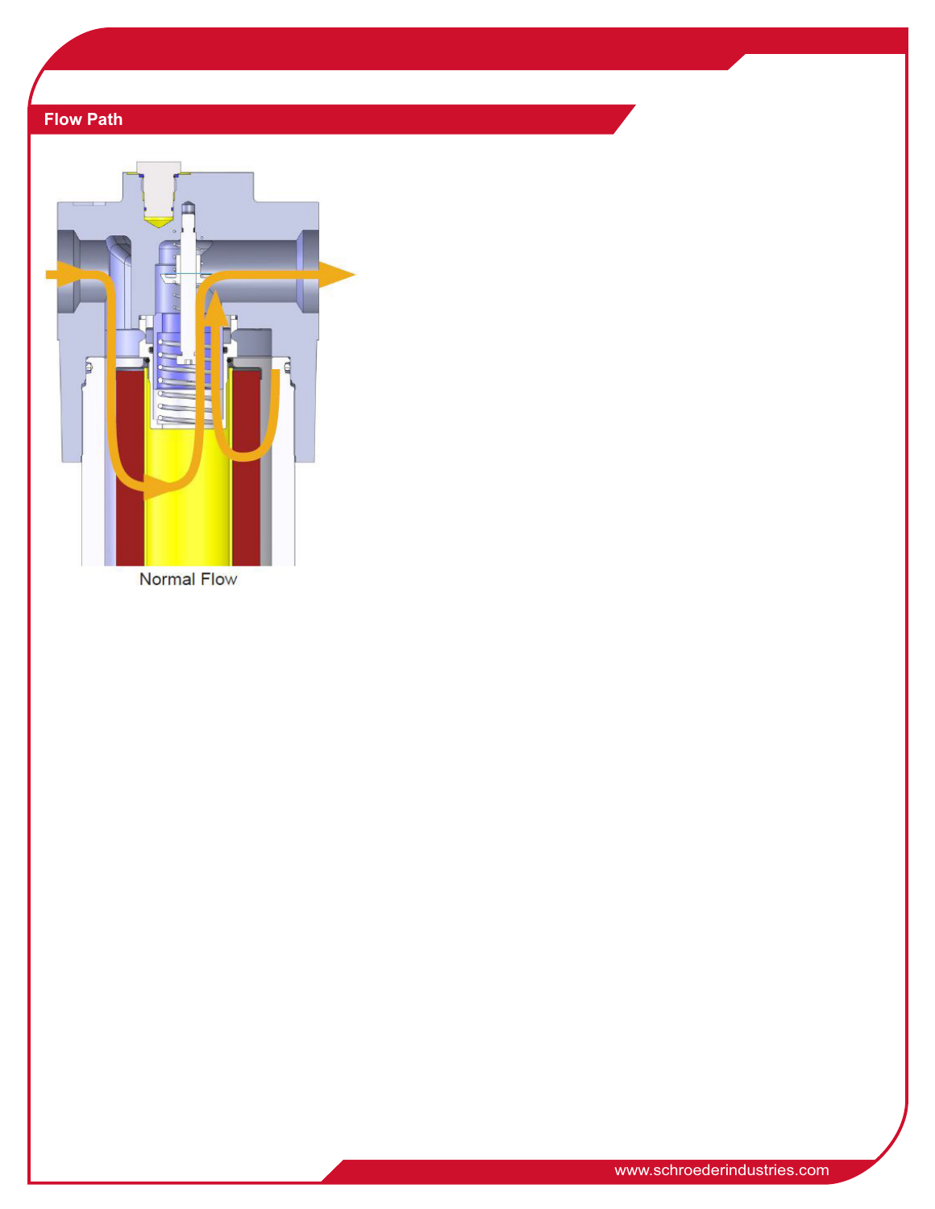## Flow Path

Normal Flow